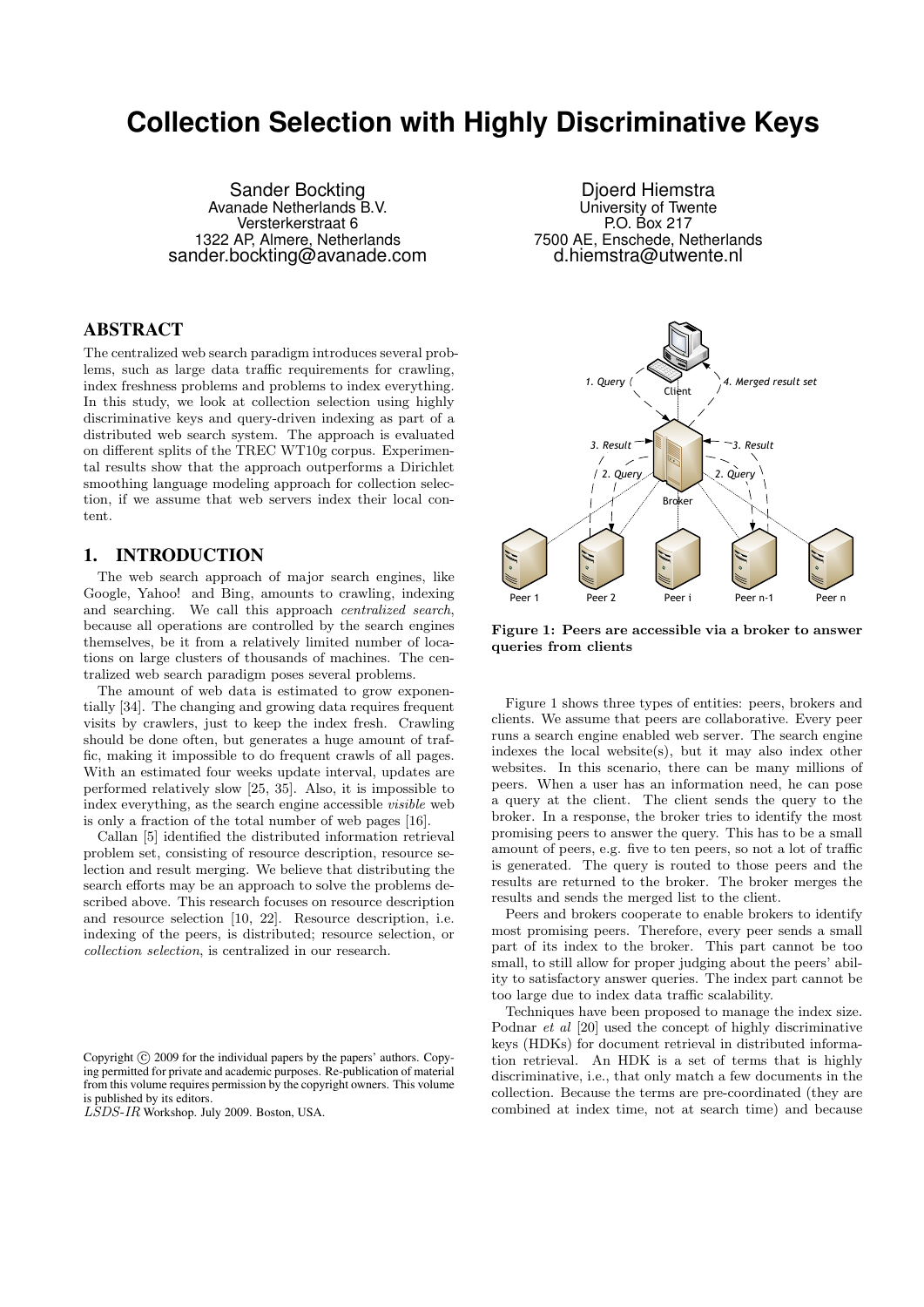# Collection Selection with Highly Discriminative Keys

Sander Bockting
Avanade Netherlands B.V.
Versterkerstraat 6
1322 AP, Almere, Netherlands
sander.bockting@avanade.com

Djoerd Hiemstra
University of Twente
P.O. Box 217
7500 AE, Enschede, Netherlands
d.hiemstra@utwente.nl

## ABSTRACT

The centralized web search paradigm introduces several problems, such as large data traffic requirements for crawling, index freshness problems and problems to index everything. In this study, we look at collection selection using highly discriminative keys and query-driven indexing as part of a distributed web search system. The approach is evaluated on different splits of the TREC WT10g corpus. Experimental results show that the approach outperforms a Dirichlet smoothing language modeling approach for collection selection, if we assume that web servers index their local content.

## 1. INTRODUCTION

The web search approach of major search engines, like Google, Yahoo! and Bing, amounts to crawling, indexing and searching. We call this approach *centralized search*, because all operations are controlled by the search engines themselves, be it from a relatively limited number of locations on large clusters of thousands of machines. The centralized web search paradigm poses several problems.

The amount of web data is estimated to grow exponentially [34]. The changing and growing data requires frequent visits by crawlers, just to keep the index fresh. Crawling should be done often, but generates a huge amount of traffic, making it impossible to do frequent crawls of all pages. With an estimated four weeks update interval, updates are performed relatively slow [25, 35]. Also, it is impossible to index everything, as the search engine accessible *visible* web is only a fraction of the total number of web pages [16].

Callan [5] identified the distributed information retrieval problem set, consisting of resource description, resource selection and result merging. We believe that distributing the search efforts may be an approach to solve the problems described above. This research focuses on resource description and resource selection [10, 22]. Resource description, i.e. indexing of the peers, is distributed; resource selection, or *collection selection*, is centralized in our research.

Copyright © 2009 for the individual papers by the papers' authors. Copying permitted for private and academic purposes. Re-publication of material from this volume requires permission by the copyright owners. This volume is published by its editors.
*LSDS-IR* Workshop. July 2009. Boston, USA.

**Figure 1: Peers are accessible via a broker to answer queries from clients**

Figure 1 shows three types of entities: peers, brokers and clients. We assume that peers are collaborative. Every peer runs a search engine enabled web server. The search engine indexes the local website(s), but it may also index other websites. In this scenario, there can be many millions of peers. When a user has an information need, he can pose a query at the client. The client sends the query to the broker. In a response, the broker tries to identify the most promising peers to answer the query. This has to be a small amount of peers, e.g. five to ten peers, so not a lot of traffic is generated. The query is routed to those peers and the results are returned to the broker. The broker merges the results and sends the merged list to the client.

Peers and brokers cooperate to enable brokers to identify most promising peers. Therefore, every peer sends a small part of its index to the broker. This part cannot be too small, to still allow for proper judging about the peers' ability to satisfactory answer queries. The index part cannot be too large due to index data traffic scalability.

Techniques have been proposed to manage the index size. Podnar *et al* [20] used the concept of highly discriminative keys (HDKs) for document retrieval in distributed information retrieval. An HDK is a set of terms that is highly discriminative, i.e., that only match a few documents in the collection. Because the terms are pre-coordinated (they are combined at index time, not at search time) and because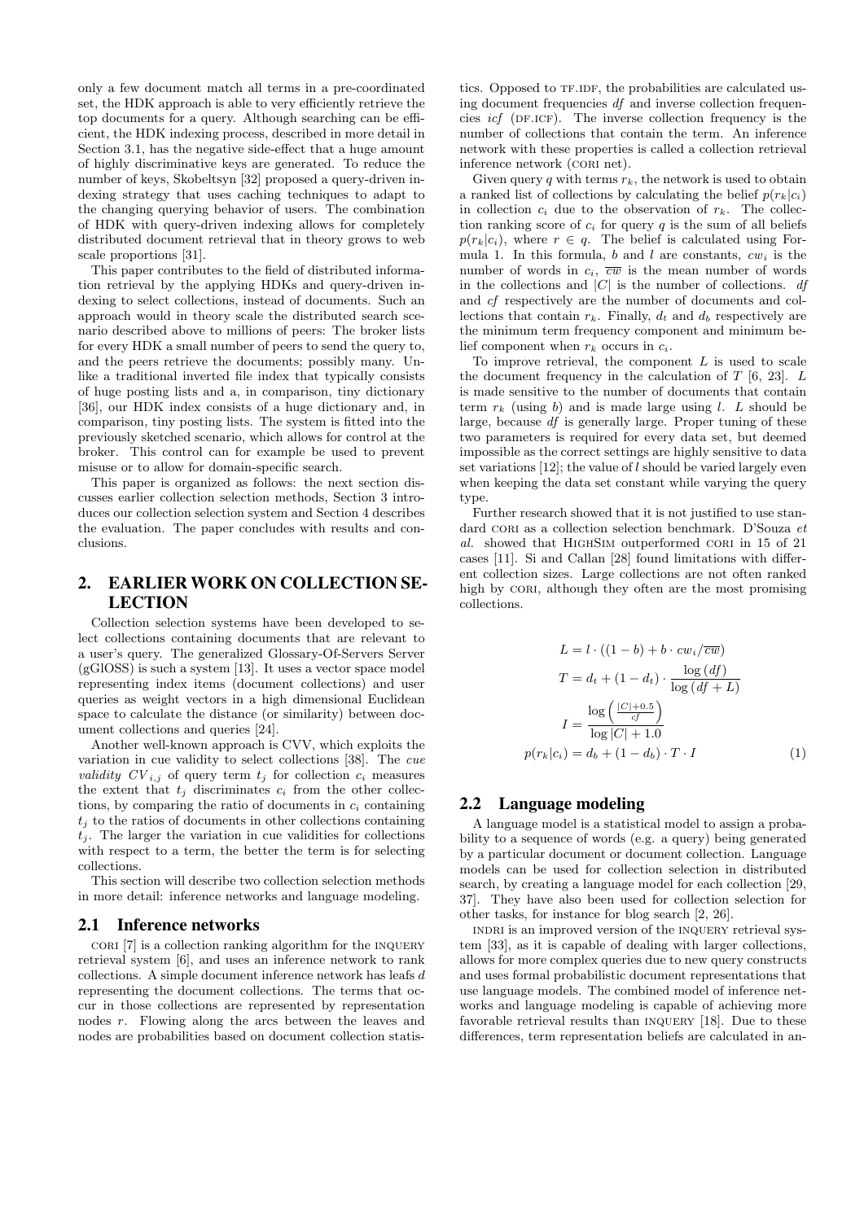only a few document match all terms in a pre-coordinated set, the HDK approach is able to very efficiently retrieve the top documents for a query. Although searching can be efficient, the HDK indexing process, described in more detail in Section 3.1, has the negative side-effect that a huge amount of highly discriminative keys are generated. To reduce the number of keys, Skobeltsyn [32] proposed a query-driven indexing strategy that uses caching techniques to adapt to the changing querying behavior of users. The combination of HDK with query-driven indexing allows for completely distributed document retrieval that in theory grows to web scale proportions [31].

This paper contributes to the field of distributed information retrieval by the applying HDKs and query-driven indexing to select collections, instead of documents. Such an approach would in theory scale the distributed search scenario described above to millions of peers: The broker lists for every HDK a small number of peers to send the query to, and the peers retrieve the documents; possibly many. Unlike a traditional inverted file index that typically consists of huge posting lists and a, in comparison, tiny dictionary [36], our HDK index consists of a huge dictionary and, in comparison, tiny posting lists. The system is fitted into the previously sketched scenario, which allows for control at the broker. This control can for example be used to prevent misuse or to allow for domain-specific search.

This paper is organized as follows: the next section discusses earlier collection selection methods, Section 3 introduces our collection selection system and Section 4 describes the evaluation. The paper concludes with results and conclusions.

## 2. EARLIER WORK ON COLLECTION SELECTION

Collection selection systems have been developed to select collections containing documents that are relevant to a user's query. The generalized Glossary-Of-Servers Server (gGlOSS) is such a system [13]. It uses a vector space model representing index items (document collections) and user queries as weight vectors in a high dimensional Euclidean space to calculate the distance (or similarity) between document collections and queries [24].

Another well-known approach is CVV, which exploits the variation in cue validity to select collections [38]. The *cue validity* $CV_{i,j}$ of query term $t_j$ for collection $c_i$ measures the extent that $t_j$ discriminates $c_i$ from the other collections, by comparing the ratio of documents in $c_i$ containing $t_j$ to the ratios of documents in other collections containing $t_j$. The larger the variation in cue validities for collections with respect to a term, the better the term is for selecting collections.

This section will describe two collection selection methods in more detail: inference networks and language modeling.

### 2.1 Inference networks

CORI [7] is a collection ranking algorithm for the INQUERY retrieval system [6], and uses an inference network to rank collections. A simple document inference network has leafs $d$ representing the document collections. The terms that occur in those collections are represented by representation nodes $r$. Flowing along the arcs between the leaves and nodes are probabilities based on document collection statistics. Opposed to TF.IDF, the probabilities are calculated using document frequencies *df* and inverse collection frequencies *icf* (DF.ICF). The inverse collection frequency is the number of collections that contain the term. An inference network with these properties is called a collection retrieval inference network (CORI net).

Given query $q$ with terms $r_k$, the network is used to obtain a ranked list of collections by calculating the belief $p(r_k|c_i)$ in collection $c_i$ due to the observation of $r_k$. The collection ranking score of $c_i$ for query $q$ is the sum of all beliefs $p(r_k|c_i)$, where $r \in q$. The belief is calculated using Formula 1. In this formula, $b$ and $l$ are constants, $cw_i$ is the number of words in $c_i$, $\overline{cw}$ is the mean number of words in the collections and $|C|$ is the number of collections. *df* and *cf* respectively are the number of documents and collections that contain $r_k$. Finally, $d_t$ and $d_b$ respectively are the minimum term frequency component and minimum belief component when $r_k$ occurs in $c_i$.

To improve retrieval, the component $L$ is used to scale the document frequency in the calculation of $T$ [6, 23]. $L$ is made sensitive to the number of documents that contain term $r_k$ (using $b$) and is made large using $l$. $L$ should be large, because *df* is generally large. Proper tuning of these two parameters is required for every data set, but deemed impossible as the correct settings are highly sensitive to data set variations [12]; the value of $l$ should be varied largely even when keeping the data set constant while varying the query type.

Further research showed that it is not justified to use standard CORI as a collection selection benchmark. D'Souza *et al.* showed that HIGHSIM outperformed CORI in 15 of 21 cases [11]. Si and Callan [28] found limitations with different collection sizes. Large collections are not often ranked high by CORI, although they often are the most promising collections.

$$
\begin{aligned}
L &= l \cdot ((1-b) + b \cdot cw_i / \overline{cw}) \\
T &= d_t + (1-d_t) \cdot \frac{\log(df)}{\log(df + L)} \\
I &= \frac{\log\left(\frac{|C|+0.5}{cf}\right)}{\log|C| + 1.0} \\
p(r_k|c_i) &= d_b + (1-d_b) \cdot T \cdot I
\end{aligned}
\tag{1}
$$

### 2.2 Language modeling

A language model is a statistical model to assign a probability to a sequence of words (e.g. a query) being generated by a particular document or document collection. Language models can be used for collection selection in distributed search, by creating a language model for each collection [29, 37]. They have also been used for collection selection for other tasks, for instance for blog search [2, 26].

INDRI is an improved version of the INQUERY retrieval system [33], as it is capable of dealing with larger collections, allows for more complex queries due to new query constructs and uses formal probabilistic document representations that use language models. The combined model of inference networks and language modeling is capable of achieving more favorable retrieval results than INQUERY [18]. Due to these differences, term representation beliefs are calculated in an-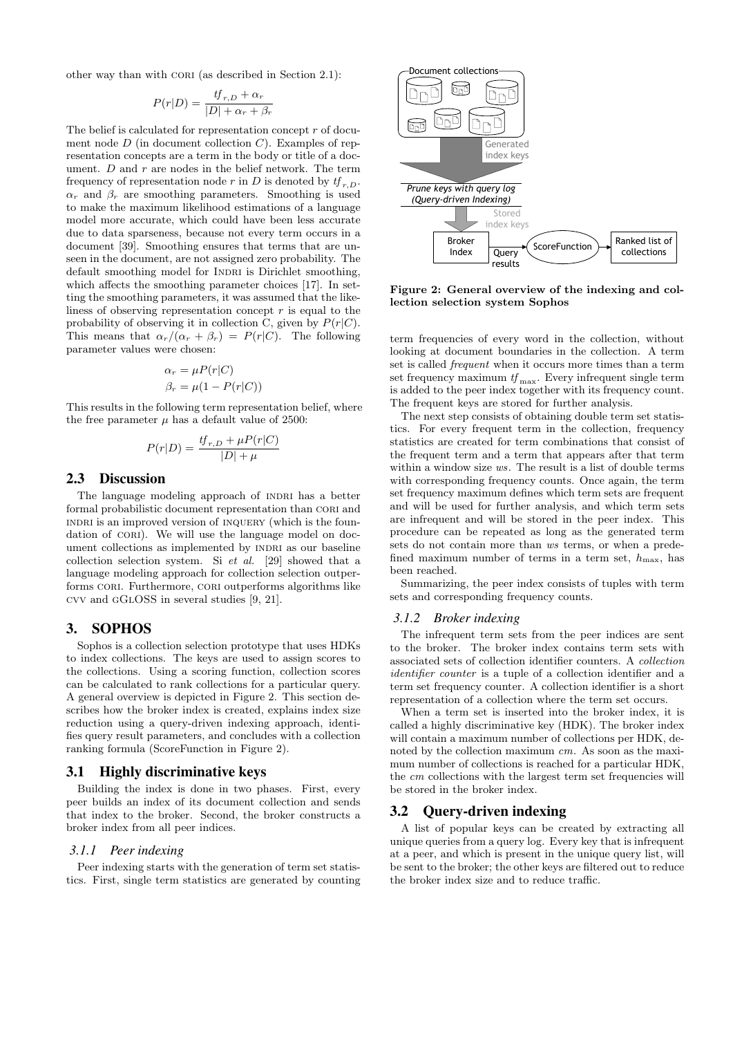other way than with CORI (as described in Section 2.1):

$$P(r|D) = \frac{tf_{r,D} + \alpha_r}{|D| + \alpha_r + \beta_r}$$

The belief is calculated for representation concept $r$ of document node $D$ (in document collection $C$). Examples of representation concepts are a term in the body or title of a document. $D$ and $r$ are nodes in the belief network. The term frequency of representation node $r$ in $D$ is denoted by $tf_{r,D}$. $\alpha_r$ and $\beta_r$ are smoothing parameters. Smoothing is used to make the maximum likelihood estimations of a language model more accurate, which could have been less accurate due to data sparseness, because not every term occurs in a document [39]. Smoothing ensures that terms that are unseen in the document, are not assigned zero probability. The default smoothing model for INDRI is Dirichlet smoothing, which affects the smoothing parameter choices [17]. In setting the smoothing parameters, it was assumed that the likeliness of observing representation concept $r$ is equal to the probability of observing it in collection C, given by $P(r|C)$. This means that $\alpha_r/(\alpha_r + \beta_r) = P(r|C)$. The following parameter values were chosen:

$$\alpha_r = \mu P(r|C)$$
$$\beta_r = \mu(1 - P(r|C))$$

This results in the following term representation belief, where the free parameter $\mu$ has a default value of 2500:

$$P(r|D) = \frac{tf_{r,D} + \mu P(r|C)}{|D| + \mu}$$

## 2.3 Discussion

The language modeling approach of INDRI has a better formal probabilistic document representation than CORI and INDRI is an improved version of INQUERY (which is the foundation of CORI). We will use the language model on document collections as implemented by INDRI as our baseline collection selection system. Si *et al.* [29] showed that a language modeling approach for collection selection outperforms CORI. Furthermore, CORI outperforms algorithms like CVV and GGLOSS in several studies [9, 21].

# 3. SOPHOS

Sophos is a collection selection prototype that uses HDKs to index collections. The keys are used to assign scores to the collections. Using a scoring function, collection scores can be calculated to rank collections for a particular query. A general overview is depicted in Figure 2. This section describes how the broker index is created, explains index size reduction using a query-driven indexing approach, identifies query result parameters, and concludes with a collection ranking formula (ScoreFunction in Figure 2).

## 3.1 Highly discriminative keys

Building the index is done in two phases. First, every peer builds an index of its document collection and sends that index to the broker. Second, the broker constructs a broker index from all peer indices.

### 3.1.1 Peer indexing

Peer indexing starts with the generation of term set statistics. First, single term statistics are generated by counting term frequencies of every word in the collection, without looking at document boundaries in the collection. A term set is called *frequent* when it occurs more times than a term set frequency maximum $tf_{\max}$. Every infrequent single term is added to the peer index together with its frequency count. The frequent keys are stored for further analysis.

**Figure 2: General overview of the indexing and collection selection system Sophos**

The next step consists of obtaining double term set statistics. For every frequent term in the collection, frequency statistics are created for term combinations that consist of the frequent term and a term that appears after that term within a window size $ws$. The result is a list of double terms with corresponding frequency counts. Once again, the term set frequency maximum defines which term sets are frequent and will be used for further analysis, and which term sets are infrequent and will be stored in the peer index. This procedure can be repeated as long as the generated term sets do not contain more than $ws$ terms, or when a predefined maximum number of terms in a term set, $h_{\max}$, has been reached.

Summarizing, the peer index consists of tuples with term sets and corresponding frequency counts.

### 3.1.2 Broker indexing

The infrequent term sets from the peer indices are sent to the broker. The broker index contains term sets with associated sets of collection identifier counters. A *collection identifier counter* is a tuple of a collection identifier and a term set frequency counter. A collection identifier is a short representation of a collection where the term set occurs.

When a term set is inserted into the broker index, it is called a highly discriminative key (HDK). The broker index will contain a maximum number of collections per HDK, denoted by the collection maximum $cm$. As soon as the maximum number of collections is reached for a particular HDK, the $cm$ collections with the largest term set frequencies will be stored in the broker index.

## 3.2 Query-driven indexing

A list of popular keys can be created by extracting all unique queries from a query log. Every key that is infrequent at a peer, and which is present in the unique query list, will be sent to the broker; the other keys are filtered out to reduce the broker index size and to reduce traffic.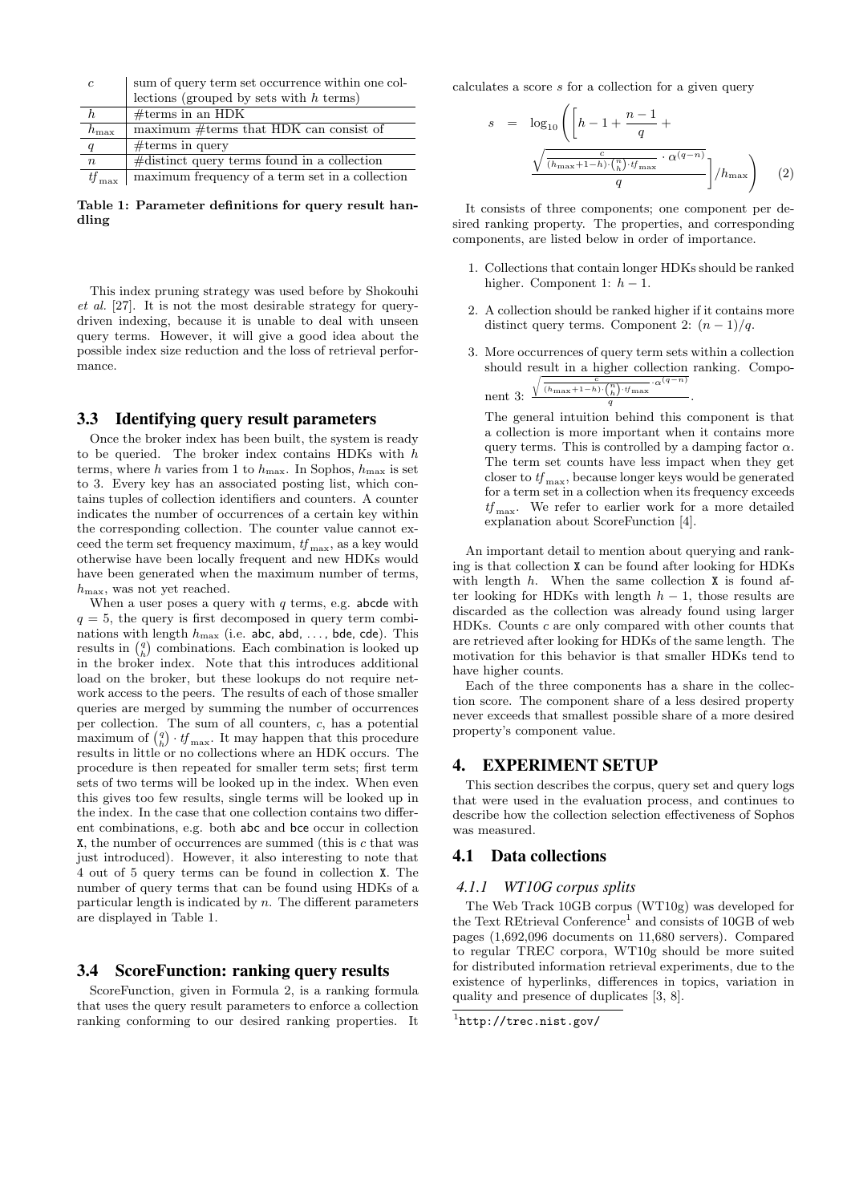| | |
|---|---|
| $c$ | sum of query term set occurrence within one collections (grouped by sets with $h$ terms) |
| $h$ | #terms in an HDK |
| $h_{\max}$ | maximum #terms that HDK can consist of |
| $q$ | #terms in query |
| $n$ | #distinct query terms found in a collection |
| $tf_{\max}$ | maximum frequency of a term set in a collection |

**Table 1: Parameter definitions for query result handling**

This index pruning strategy was used before by Shokouhi *et al.* [27]. It is not the most desirable strategy for query-driven indexing, because it is unable to deal with unseen query terms. However, it will give a good idea about the possible index size reduction and the loss of retrieval performance.

### 3.3 Identifying query result parameters

Once the broker index has been built, the system is ready to be queried. The broker index contains HDKs with $h$ terms, where $h$ varies from 1 to $h_{\max}$. In Sophos, $h_{\max}$ is set to 3. Every key has an associated posting list, which contains tuples of collection identifiers and counters. A counter indicates the number of occurrences of a certain key within the corresponding collection. The counter value cannot exceed the term set frequency maximum, $tf_{\max}$, as a key would otherwise have been locally frequent and new HDKs would have been generated when the maximum number of terms, $h_{\max}$, was not yet reached.

When a user poses a query with $q$ terms, e.g. abcde with $q = 5$, the query is first decomposed in query term combinations with length $h_{\max}$ (i.e. abc, abd, ..., bde, cde). This results in $\binom{q}{h}$ combinations. Each combination is looked up in the broker index. Note that this introduces additional load on the broker, but these lookups do not require network access to the peers. The results of each of those smaller queries are merged by summing the number of occurrences per collection. The sum of all counters, $c$, has a potential maximum of $\binom{q}{h} \cdot tf_{\max}$. It may happen that this procedure results in little or no collections where an HDK occurs. The procedure is then repeated for smaller term sets; first term sets of two terms will be looked up in the index. When even this gives too few results, single terms will be looked up in the index. In the case that one collection contains two different combinations, e.g. both abc and bce occur in collection X, the number of occurrences are summed (this is $c$ that was just introduced). However, it also interesting to note that 4 out of 5 query terms can be found in collection X. The number of query terms that can be found using HDKs of a particular length is indicated by $n$. The different parameters are displayed in Table 1.

### 3.4 ScoreFunction: ranking query results

ScoreFunction, given in Formula 2, is a ranking formula that uses the query result parameters to enforce a collection ranking conforming to our desired ranking properties. It calculates a score $s$ for a collection for a given query

$$s = \log_{10}\left(\left[h - 1 + \frac{n-1}{q} + \frac{\sqrt{\frac{c}{(h_{\max}+1-h)\cdot\binom{n}{h}\cdot tf_{\max}}\cdot\alpha^{(q-n)}}}{q}\right]/h_{\max}\right) \quad (2)$$

It consists of three components; one component per desired ranking property. The properties, and corresponding components, are listed below in order of importance.

1. Collections that contain longer HDKs should be ranked higher. Component 1: $h - 1$.
2. A collection should be ranked higher if it contains more distinct query terms. Component 2: $(n - 1)/q$.
3. More occurrences of query term sets within a collection should result in a higher collection ranking. Component 3: $\frac{\sqrt{\frac{c}{(h_{\max}+1-h)\cdot\binom{n}{h}\cdot tf_{\max}}\cdot\alpha^{(q-n)}}}{q}$.

   The general intuition behind this component is that a collection is more important when it contains more query terms. This is controlled by a damping factor $\alpha$. The term set counts have less impact when they get closer to $tf_{\max}$, because longer keys would be generated for a term set in a collection when its frequency exceeds $tf_{\max}$. We refer to earlier work for a more detailed explanation about ScoreFunction [4].

An important detail to mention about querying and ranking is that collection X can be found after looking for HDKs with length $h$. When the same collection X is found after looking for HDKs with length $h - 1$, those results are discarded as the collection was already found using larger HDKs. Counts $c$ are only compared with other counts that are retrieved after looking for HDKs of the same length. The motivation for this behavior is that smaller HDKs tend to have higher counts.

Each of the three components has a share in the collection score. The component share of a less desired property never exceeds that smallest possible share of a more desired property's component value.

## 4. EXPERIMENT SETUP

This section describes the corpus, query set and query logs that were used in the evaluation process, and continues to describe how the collection selection effectiveness of Sophos was measured.

### 4.1 Data collections

#### *4.1.1 WT10G corpus splits*

The Web Track 10GB corpus (WT10g) was developed for the Text REtrieval Conference[1] and consists of 10GB of web pages (1,692,096 documents on 11,680 servers). Compared to regular TREC corpora, WT10g should be more suited for distributed information retrieval experiments, due to the existence of hyperlinks, differences in topics, variation in quality and presence of duplicates [3, 8].

[1] http://trec.nist.gov/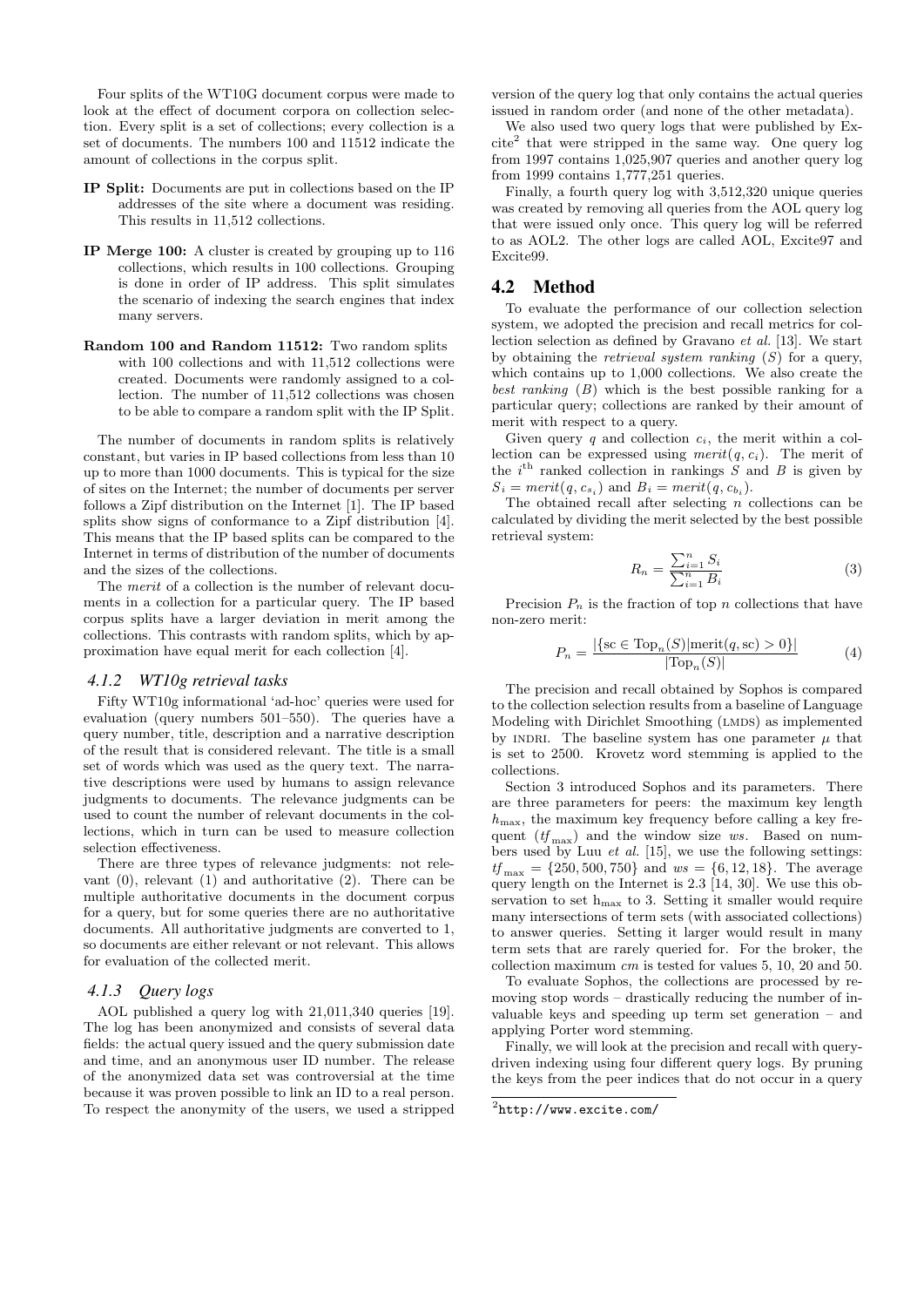Four splits of the WT10G document corpus were made to look at the effect of document corpora on collection selection. Every split is a set of collections; every collection is a set of documents. The numbers 100 and 11512 indicate the amount of collections in the corpus split.

**IP Split:** Documents are put in collections based on the IP addresses of the site where a document was residing. This results in 11,512 collections.

**IP Merge 100:** A cluster is created by grouping up to 116 collections, which results in 100 collections. Grouping is done in order of IP address. This split simulates the scenario of indexing the search engines that index many servers.

**Random 100 and Random 11512:** Two random splits with 100 collections and with 11,512 collections were created. Documents were randomly assigned to a collection. The number of 11,512 collections was chosen to be able to compare a random split with the IP Split.

The number of documents in random splits is relatively constant, but varies in IP based collections from less than 10 up to more than 1000 documents. This is typical for the size of sites on the Internet; the number of documents per server follows a Zipf distribution on the Internet [1]. The IP based splits show signs of conformance to a Zipf distribution [4]. This means that the IP based splits can be compared to the Internet in terms of distribution of the number of documents and the sizes of the collections.

The *merit* of a collection is the number of relevant documents in a collection for a particular query. The IP based corpus splits have a larger deviation in merit among the collections. This contrasts with random splits, which by approximation have equal merit for each collection [4].

### 4.1.2 WT10g retrieval tasks

Fifty WT10g informational 'ad-hoc' queries were used for evaluation (query numbers 501–550). The queries have a query number, title, description and a narrative description of the result that is considered relevant. The title is a small set of words which was used as the query text. The narrative descriptions were used by humans to assign relevance judgments to documents. The relevance judgments can be used to count the number of relevant documents in the collections, which in turn can be used to measure collection selection effectiveness.

There are three types of relevance judgments: not relevant (0), relevant (1) and authoritative (2). There can be multiple authoritative documents in the document corpus for a query, but for some queries there are no authoritative documents. All authoritative judgments are converted to 1, so documents are either relevant or not relevant. This allows for evaluation of the collected merit.

### 4.1.3 Query logs

AOL published a query log with 21,011,340 queries [19]. The log has been anonymized and consists of several data fields: the actual query issued and the query submission date and time, and an anonymous user ID number. The release of the anonymized data set was controversial at the time because it was proven possible to link an ID to a real person. To respect the anonymity of the users, we used a stripped version of the query log that only contains the actual queries issued in random order (and none of the other metadata).

We also used two query logs that were published by Excite[2] that were stripped in the same way. One query log from 1997 contains 1,025,907 queries and another query log from 1999 contains 1,777,251 queries.

Finally, a fourth query log with 3,512,320 unique queries was created by removing all queries from the AOL query log that were issued only once. This query log will be referred to as AOL2. The other logs are called AOL, Excite97 and Excite99.

## 4.2 Method

To evaluate the performance of our collection selection system, we adopted the precision and recall metrics for collection selection as defined by Gravano *et al.* [13]. We start by obtaining the *retrieval system ranking* ($S$) for a query, which contains up to 1,000 collections. We also create the *best ranking* ($B$) which is the best possible ranking for a particular query; collections are ranked by their amount of merit with respect to a query.

Given query $q$ and collection $c_i$, the merit within a collection can be expressed using $merit(q, c_i)$. The merit of the $i^{\text{th}}$ ranked collection in rankings $S$ and $B$ is given by $S_i = merit(q, c_{s_i})$ and $B_i = merit(q, c_{b_i})$.

The obtained recall after selecting $n$ collections can be calculated by dividing the merit selected by the best possible retrieval system:

$$R_n = \frac{\sum_{i=1}^{n} S_i}{\sum_{i=1}^{n} B_i} \tag{3}$$

Precision $P_n$ is the fraction of top $n$ collections that have non-zero merit:

$$P_n = \frac{|\{\text{sc} \in \text{Top}_n(S) | \text{merit}(q, \text{sc}) > 0\}|}{|\text{Top}_n(S)|} \tag{4}$$

The precision and recall obtained by Sophos is compared to the collection selection results from a baseline of Language Modeling with Dirichlet Smoothing (LMDS) as implemented by INDRI. The baseline system has one parameter $\mu$ that is set to 2500. Krovetz word stemming is applied to the collections.

Section 3 introduced Sophos and its parameters. There are three parameters for peers: the maximum key length $h_{\max}$, the maximum key frequency before calling a key frequent ($tf_{\max}$) and the window size $ws$. Based on numbers used by Luu *et al.* [15], we use the following settings: $tf_{\max} = \{250, 500, 750\}$ and $ws = \{6, 12, 18\}$. The average query length on the Internet is 2.3 [14, 30]. We use this observation to set $h_{\max}$ to 3. Setting it smaller would require many intersections of term sets (with associated collections) to answer queries. Setting it larger would result in many term sets that are rarely queried for. For the broker, the collection maximum $cm$ is tested for values 5, 10, 20 and 50.

To evaluate Sophos, the collections are processed by removing stop words – drastically reducing the number of invaluable keys and speeding up term set generation – and applying Porter word stemming.

Finally, we will look at the precision and recall with query-driven indexing using four different query logs. By pruning the keys from the peer indices that do not occur in a query

[2] http://www.excite.com/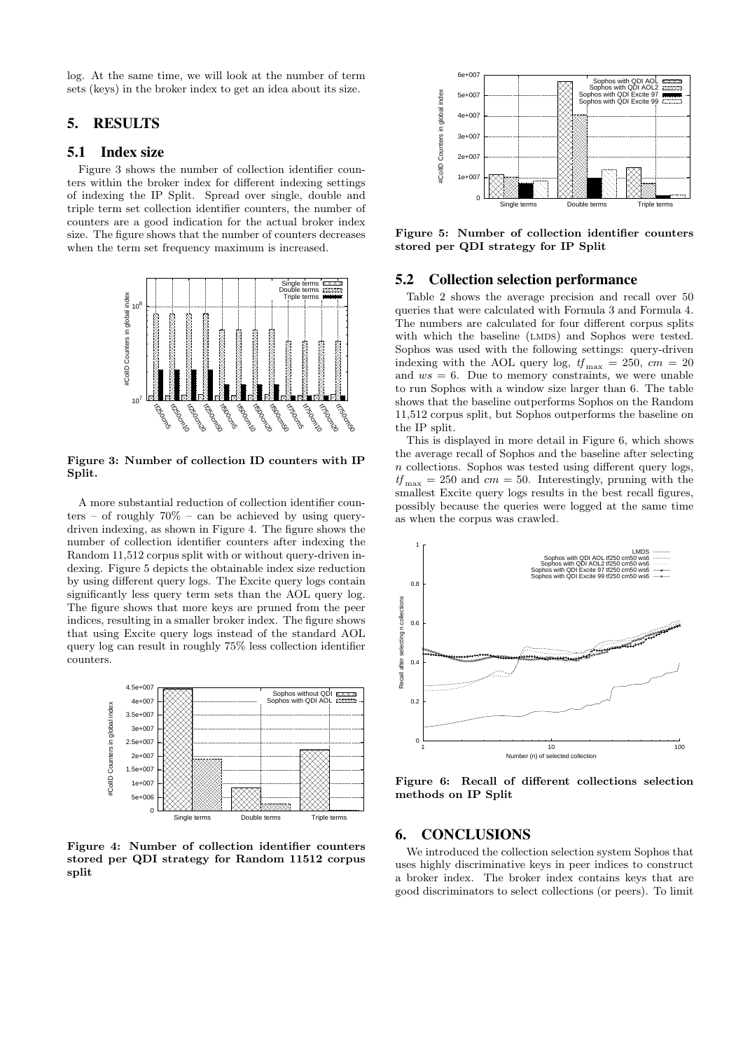log. At the same time, we will look at the number of term sets (keys) in the broker index to get an idea about its size.

## 5. RESULTS

### 5.1 Index size

Figure 3 shows the number of collection identifier counters within the broker index for different indexing settings of indexing the IP Split. Spread over single, double and triple term set collection identifier counters, the number of counters are a good indication for the actual broker index size. The figure shows that the number of counters decreases when the term set frequency maximum is increased.

**Figure 3: Number of collection ID counters with IP Split.**

A more substantial reduction of collection identifier counters – of roughly 70% – can be achieved by using query-driven indexing, as shown in Figure 4. The figure shows the number of collection identifier counters after indexing the Random 11,512 corpus split with or without query-driven indexing. Figure 5 depicts the obtainable index size reduction by using different query logs. The Excite query logs contain significantly less query term sets than the AOL query log. The figure shows that more keys are pruned from the peer indices, resulting in a smaller broker index. The figure shows that using Excite query logs instead of the standard AOL query log can result in roughly 75% less collection identifier counters.

**Figure 4: Number of collection identifier counters stored per QDI strategy for Random 11512 corpus split**

**Figure 5: Number of collection identifier counters stored per QDI strategy for IP Split**

### 5.2 Collection selection performance

Table 2 shows the average precision and recall over 50 queries that were calculated with Formula 3 and Formula 4. The numbers are calculated for four different corpus splits with which the baseline (LMDS) and Sophos were tested. Sophos was used with the following settings: query-driven indexing with the AOL query log, $tf_{\max} = 250$, $cm = 20$ and $ws = 6$. Due to memory constraints, we were unable to run Sophos with a window size larger than 6. The table shows that the baseline outperforms Sophos on the Random 11,512 corpus split, but Sophos outperforms the baseline on the IP split.

This is displayed in more detail in Figure 6, which shows the average recall of Sophos and the baseline after selecting $n$ collections. Sophos was tested using different query logs, $tf_{\max} = 250$ and $cm = 50$. Interestingly, pruning with the smallest Excite query logs results in the best recall figures, possibly because the queries were logged at the same time as when the corpus was crawled.

**Figure 6: Recall of different collections selection methods on IP Split**

## 6. CONCLUSIONS

We introduced the collection selection system Sophos that uses highly discriminative keys in peer indices to construct a broker index. The broker index contains keys that are good discriminators to select collections (or peers). To limit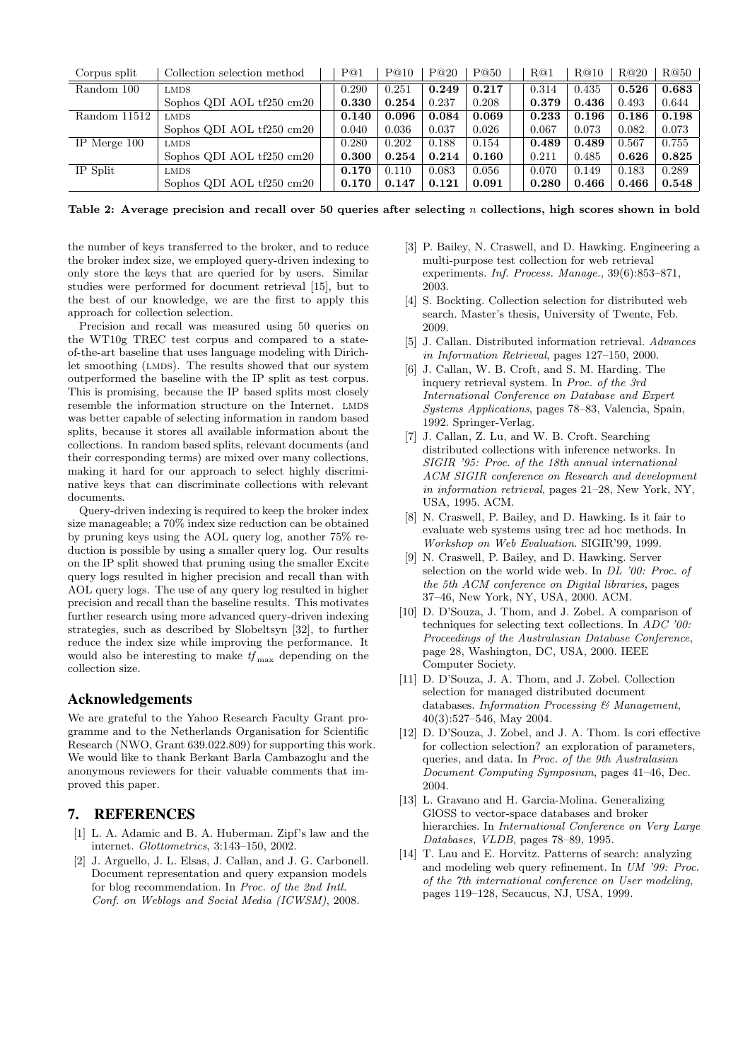| Corpus split | Collection selection method | P@1 | P@10 | P@20 | P@50 | R@1 | R@10 | R@20 | R@50 |
|---|---|---|---|---|---|---|---|---|---|
| Random 100 | LMDS | 0.290 | 0.251 | **0.249** | **0.217** | 0.314 | 0.435 | **0.526** | **0.683** |
| | Sophos QDI AOL tf250 cm20 | **0.330** | **0.254** | 0.237 | 0.208 | **0.379** | **0.436** | 0.493 | 0.644 |
| Random 11512 | LMDS | **0.140** | **0.096** | **0.084** | **0.069** | **0.233** | **0.196** | **0.186** | **0.198** |
| | Sophos QDI AOL tf250 cm20 | 0.040 | 0.036 | 0.037 | 0.026 | 0.067 | 0.073 | 0.082 | 0.073 |
| IP Merge 100 | LMDS | 0.280 | 0.202 | 0.188 | 0.154 | **0.489** | **0.489** | 0.567 | 0.755 |
| | Sophos QDI AOL tf250 cm20 | **0.300** | **0.254** | **0.214** | **0.160** | 0.211 | 0.485 | **0.626** | **0.825** |
| IP Split | LMDS | **0.170** | 0.110 | 0.083 | 0.056 | 0.070 | 0.149 | 0.183 | 0.289 |
| | Sophos QDI AOL tf250 cm20 | **0.170** | **0.147** | **0.121** | **0.091** | **0.280** | **0.466** | **0.466** | **0.548** |

**Table 2: Average precision and recall over 50 queries after selecting $n$ collections, high scores shown in bold**

the number of keys transferred to the broker, and to reduce the broker index size, we employed query-driven indexing to only store the keys that are queried for by users. Similar studies were performed for document retrieval [15], but to the best of our knowledge, we are the first to apply this approach for collection selection.

Precision and recall was measured using 50 queries on the WT10g TREC test corpus and compared to a state-of-the-art baseline that uses language modeling with Dirichlet smoothing (LMDS). The results showed that our system outperformed the baseline with the IP split as test corpus. This is promising, because the IP based splits most closely resemble the information structure on the Internet. LMDS was better capable of selecting information in random based splits, because it stores all available information about the collections. In random based splits, relevant documents (and their corresponding terms) are mixed over many collections, making it hard for our approach to select highly discriminative keys that can discriminate collections with relevant documents.

Query-driven indexing is required to keep the broker index size manageable; a 70% index size reduction can be obtained by pruning keys using the AOL query log, another 75% reduction is possible by using a smaller query log. Our results on the IP split showed that pruning using the smaller Excite query logs resulted in higher precision and recall than with AOL query logs. The use of any query log resulted in higher precision and recall than the baseline results. This motivates further research using more advanced query-driven indexing strategies, such as described by Slobeltsyn [32], to further reduce the index size while improving the performance. It would also be interesting to make $tf_{\max}$ depending on the collection size.

## Acknowledgements

We are grateful to the Yahoo Research Faculty Grant programme and to the Netherlands Organisation for Scientific Research (NWO, Grant 639.022.809) for supporting this work. We would like to thank Berkant Barla Cambazoglu and the anonymous reviewers for their valuable comments that improved this paper.

## 7. REFERENCES

[1] L. A. Adamic and B. A. Huberman. Zipf's law and the internet. *Glottometrics*, 3:143–150, 2002.

[2] J. Arguello, J. L. Elsas, J. Callan, and J. G. Carbonell. Document representation and query expansion models for blog recommendation. In *Proc. of the 2nd Intl. Conf. on Weblogs and Social Media (ICWSM)*, 2008.

[3] P. Bailey, N. Craswell, and D. Hawking. Engineering a multi-purpose test collection for web retrieval experiments. *Inf. Process. Manage.*, 39(6):853–871, 2003.

[4] S. Bockting. Collection selection for distributed web search. Master's thesis, University of Twente, Feb. 2009.

[5] J. Callan. Distributed information retrieval. *Advances in Information Retrieval*, pages 127–150, 2000.

[6] J. Callan, W. B. Croft, and S. M. Harding. The inquery retrieval system. In *Proc. of the 3rd International Conference on Database and Expert Systems Applications*, pages 78–83, Valencia, Spain, 1992. Springer-Verlag.

[7] J. Callan, Z. Lu, and W. B. Croft. Searching distributed collections with inference networks. In *SIGIR '95: Proc. of the 18th annual international ACM SIGIR conference on Research and development in information retrieval*, pages 21–28, New York, NY, USA, 1995. ACM.

[8] N. Craswell, P. Bailey, and D. Hawking. Is it fair to evaluate web systems using trec ad hoc methods. In *Workshop on Web Evaluation*. SIGIR'99, 1999.

[9] N. Craswell, P. Bailey, and D. Hawking. Server selection on the world wide web. In *DL '00: Proc. of the 5th ACM conference on Digital libraries*, pages 37–46, New York, NY, USA, 2000. ACM.

[10] D. D'Souza, J. Thom, and J. Zobel. A comparison of techniques for selecting text collections. In *ADC '00: Proceedings of the Australasian Database Conference*, page 28, Washington, DC, USA, 2000. IEEE Computer Society.

[11] D. D'Souza, J. A. Thom, and J. Zobel. Collection selection for managed distributed document databases. *Information Processing & Management*, 40(3):527–546, May 2004.

[12] D. D'Souza, J. Zobel, and J. A. Thom. Is cori effective for collection selection? an exploration of parameters, queries, and data. In *Proc. of the 9th Australasian Document Computing Symposium*, pages 41–46, Dec. 2004.

[13] L. Gravano and H. Garcia-Molina. Generalizing GlOSS to vector-space databases and broker hierarchies. In *International Conference on Very Large Databases, VLDB*, pages 78–89, 1995.

[14] T. Lau and E. Horvitz. Patterns of search: analyzing and modeling web query refinement. In *UM '99: Proc. of the 7th international conference on User modeling*, pages 119–128, Secaucus, NJ, USA, 1999.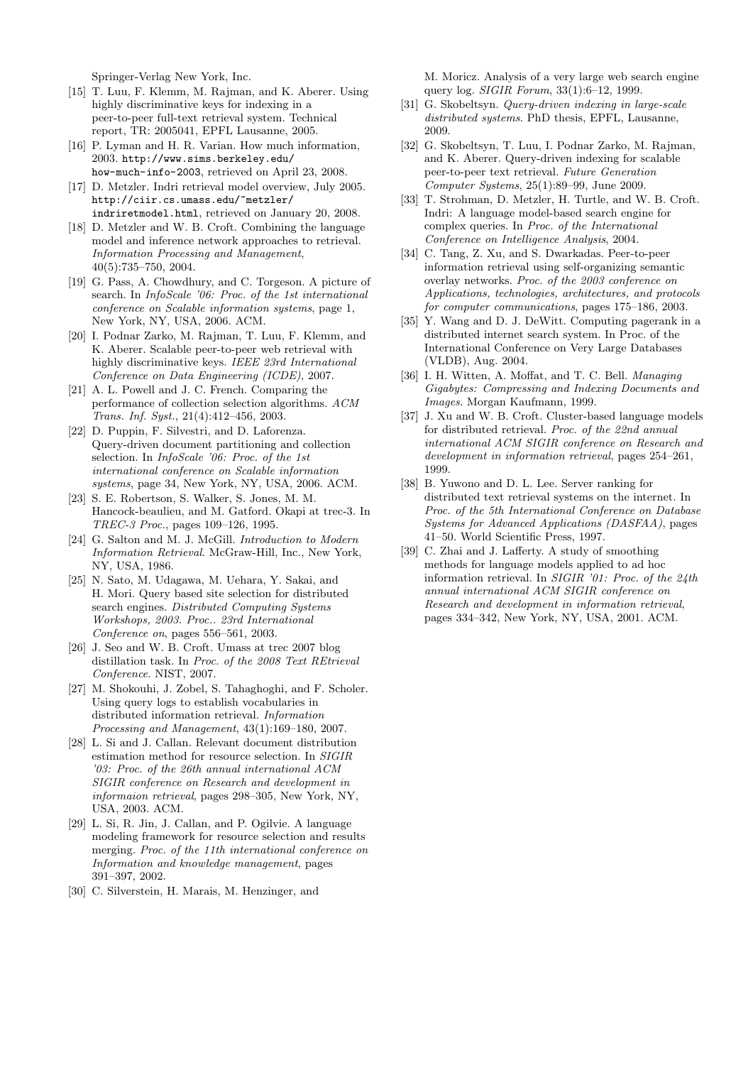Springer-Verlag New York, Inc.

[15] T. Luu, F. Klemm, M. Rajman, and K. Aberer. Using highly discriminative keys for indexing in a peer-to-peer full-text retrieval system. Technical report, TR: 2005041, EPFL Lausanne, 2005.

[16] P. Lyman and H. R. Varian. How much information, 2003. http://www.sims.berkeley.edu/how-much-info-2003, retrieved on April 23, 2008.

[17] D. Metzler. Indri retrieval model overview, July 2005. http://ciir.cs.umass.edu/~metzler/indriretmodel.html, retrieved on January 20, 2008.

[18] D. Metzler and W. B. Croft. Combining the language model and inference network approaches to retrieval. *Information Processing and Management*, 40(5):735–750, 2004.

[19] G. Pass, A. Chowdhury, and C. Torgeson. A picture of search. In *InfoScale '06: Proc. of the 1st international conference on Scalable information systems*, page 1, New York, NY, USA, 2006. ACM.

[20] I. Podnar Zarko, M. Rajman, T. Luu, F. Klemm, and K. Aberer. Scalable peer-to-peer web retrieval with highly discriminative keys. *IEEE 23rd International Conference on Data Engineering (ICDE)*, 2007.

[21] A. L. Powell and J. C. French. Comparing the performance of collection selection algorithms. *ACM Trans. Inf. Syst.*, 21(4):412–456, 2003.

[22] D. Puppin, F. Silvestri, and D. Laforenza. Query-driven document partitioning and collection selection. In *InfoScale '06: Proc. of the 1st international conference on Scalable information systems*, page 34, New York, NY, USA, 2006. ACM.

[23] S. E. Robertson, S. Walker, S. Jones, M. M. Hancock-beaulieu, and M. Gatford. Okapi at trec-3. In *TREC-3 Proc.*, pages 109–126, 1995.

[24] G. Salton and M. J. McGill. *Introduction to Modern Information Retrieval*. McGraw-Hill, Inc., New York, NY, USA, 1986.

[25] N. Sato, M. Udagawa, M. Uehara, Y. Sakai, and H. Mori. Query based site selection for distributed search engines. *Distributed Computing Systems Workshops, 2003. Proc.. 23rd International Conference on*, pages 556–561, 2003.

[26] J. Seo and W. B. Croft. Umass at trec 2007 blog distillation task. In *Proc. of the 2008 Text REtrieval Conference*. NIST, 2007.

[27] M. Shokouhi, J. Zobel, S. Tahaghoghi, and F. Scholer. Using query logs to establish vocabularies in distributed information retrieval. *Information Processing and Management*, 43(1):169–180, 2007.

[28] L. Si and J. Callan. Relevant document distribution estimation method for resource selection. In *SIGIR '03: Proc. of the 26th annual international ACM SIGIR conference on Research and development in informaion retrieval*, pages 298–305, New York, NY, USA, 2003. ACM.

[29] L. Si, R. Jin, J. Callan, and P. Ogilvie. A language modeling framework for resource selection and results merging. *Proc. of the 11th international conference on Information and knowledge management*, pages 391–397, 2002.

[30] C. Silverstein, H. Marais, M. Henzinger, and M. Moricz. Analysis of a very large web search engine query log. *SIGIR Forum*, 33(1):6–12, 1999.

[31] G. Skobeltsyn. *Query-driven indexing in large-scale distributed systems*. PhD thesis, EPFL, Lausanne, 2009.

[32] G. Skobeltsyn, T. Luu, I. Podnar Zarko, M. Rajman, and K. Aberer. Query-driven indexing for scalable peer-to-peer text retrieval. *Future Generation Computer Systems*, 25(1):89–99, June 2009.

[33] T. Strohman, D. Metzler, H. Turtle, and W. B. Croft. Indri: A language model-based search engine for complex queries. In *Proc. of the International Conference on Intelligence Analysis*, 2004.

[34] C. Tang, Z. Xu, and S. Dwarkadas. Peer-to-peer information retrieval using self-organizing semantic overlay networks. *Proc. of the 2003 conference on Applications, technologies, architectures, and protocols for computer communications*, pages 175–186, 2003.

[35] Y. Wang and D. J. DeWitt. Computing pagerank in a distributed internet search system. In Proc. of the International Conference on Very Large Databases (VLDB), Aug. 2004.

[36] I. H. Witten, A. Moffat, and T. C. Bell. *Managing Gigabytes: Compressing and Indexing Documents and Images*. Morgan Kaufmann, 1999.

[37] J. Xu and W. B. Croft. Cluster-based language models for distributed retrieval. *Proc. of the 22nd annual international ACM SIGIR conference on Research and development in information retrieval*, pages 254–261, 1999.

[38] B. Yuwono and D. L. Lee. Server ranking for distributed text retrieval systems on the internet. In *Proc. of the 5th International Conference on Database Systems for Advanced Applications (DASFAA)*, pages 41–50. World Scientific Press, 1997.

[39] C. Zhai and J. Lafferty. A study of smoothing methods for language models applied to ad hoc information retrieval. In *SIGIR '01: Proc. of the 24th annual international ACM SIGIR conference on Research and development in information retrieval*, pages 334–342, New York, NY, USA, 2001. ACM.